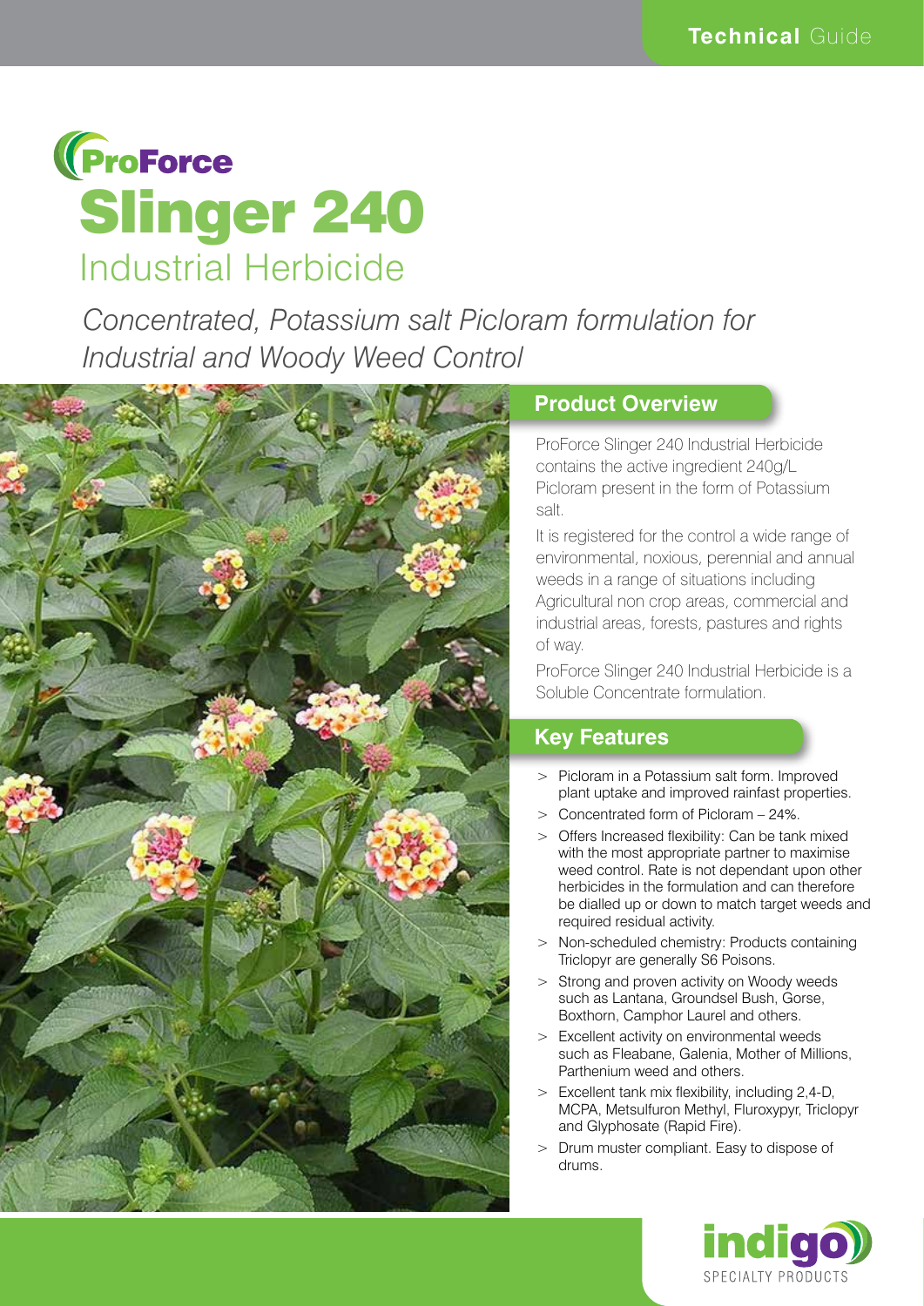Technical Guide

# ProForce Slinger 240

## Industrial Herbicide

*Concentrated, Potassium salt Picloram formulation for Industrial and Woody Weed Control*

## Product Overview

ProForce Slinger 240 Industrial Herbicide contains the active ingredient 240g/L Picloram present in the form of Potassium salt.

It is registered for the control a wide range of environmental, noxious, perennial and annual weeds in a range of situations including Agricultural non crop areas, commercial and industrial areas, forests, pastures and rights of way.

ProForce Slinger 240 Industrial Herbicide is a Soluble Concentrate formulation.

## Key Features

- Picloram in a Potassium salt form. Improved plant uptake and improved rainfast properties.
- Concentrated form of Picloram – 24%.
- Offers Increased flexibility: Can be tank mixed with the most appropriate partner to maximise weed control. Rate is not dependant upon other herbicides in the formulation and can therefore be dialled up or down to match target weeds and required residual activity.
- Non-scheduled chemistry: Products containing Triclopyr are generally S6 Poisons.
- Strong and proven activity on Woody weeds such as Lantana, Groundsel Bush, Gorse, Boxthorn, Camphor Laurel and others.
- Excellent activity on environmental weeds such as Fleabane, Galenia, Mother of Millions, Parthenium weed and others.
- Excellent tank mix flexibility, including 2,4-D, MCPA, Metsulfuron Methyl, Fluroxypyr, Triclopyr and Glyphosate (Rapid Fire).
- Drum muster compliant. Easy to dispose of drums.

indigo SPECIALTY PRODUCTS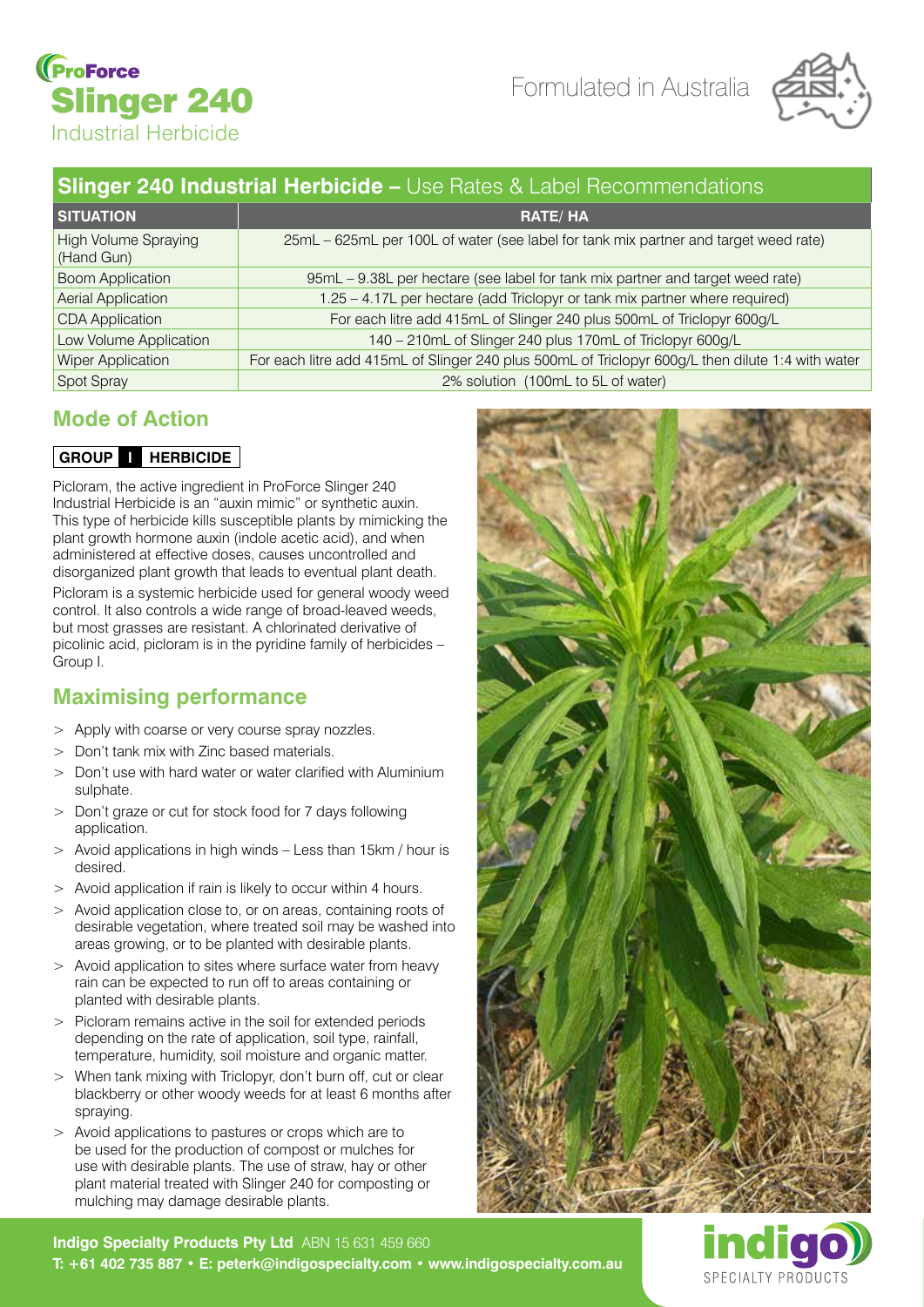ProForce

# Slinger 240

Industrial Herbicide

Formulated in Australia

## Slinger 240 Industrial Herbicide – Use Rates & Label Recommendations

| SITUATION | RATE/ HA |
|---|---|
| High Volume Spraying (Hand Gun) | 25mL – 625mL per 100L of water (see label for tank mix partner and target weed rate) |
| Boom Application | 95mL – 9.38L per hectare (see label for tank mix partner and target weed rate) |
| Aerial Application | 1.25 – 4.17L per hectare (add Triclopyr or tank mix partner where required) |
| CDA Application | For each litre add 415mL of Slinger 240 plus 500mL of Triclopyr 600g/L |
| Low Volume Application | 140 – 210mL of Slinger 240 plus 170mL of Triclopyr 600g/L |
| Wiper Application | For each litre add 415mL of Slinger 240 plus 500mL of Triclopyr 600g/L then dilute 1:4 with water |
| Spot Spray | 2% solution (100mL to 5L of water) |

## Mode of Action

**GROUP I HERBICIDE**

Picloram, the active ingredient in ProForce Slinger 240 Industrial Herbicide is an "auxin mimic" or synthetic auxin. This type of herbicide kills susceptible plants by mimicking the plant growth hormone auxin (indole acetic acid), and when administered at effective doses, causes uncontrolled and disorganized plant growth that leads to eventual plant death.

Picloram is a systemic herbicide used for general woody weed control. It also controls a wide range of broad-leaved weeds, but most grasses are resistant. A chlorinated derivative of picolinic acid, picloram is in the pyridine family of herbicides – Group I.

## Maximising performance

- Apply with coarse or very course spray nozzles.
- Don't tank mix with Zinc based materials.
- Don't use with hard water or water clarified with Aluminium sulphate.
- Don't graze or cut for stock food for 7 days following application.
- Avoid applications in high winds – Less than 15km / hour is desired.
- Avoid application if rain is likely to occur within 4 hours.
- Avoid application close to, or on areas, containing roots of desirable vegetation, where treated soil may be washed into areas growing, or to be planted with desirable plants.
- Avoid application to sites where surface water from heavy rain can be expected to run off to areas containing or planted with desirable plants.
- Picloram remains active in the soil for extended periods depending on the rate of application, soil type, rainfall, temperature, humidity, soil moisture and organic matter.
- When tank mixing with Triclopyr, don't burn off, cut or clear blackberry or other woody weeds for at least 6 months after spraying.
- Avoid applications to pastures or crops which are to be used for the production of compost or mulches for use with desirable plants. The use of straw, hay or other plant material treated with Slinger 240 for composting or mulching may damage desirable plants.

**Indigo Specialty Products Pty Ltd** ABN 15 631 459 660
**T: +61 402 735 887 • E: peterk@indigospecialty.com • www.indigospecialty.com.au**

indigo SPECIALTY PRODUCTS